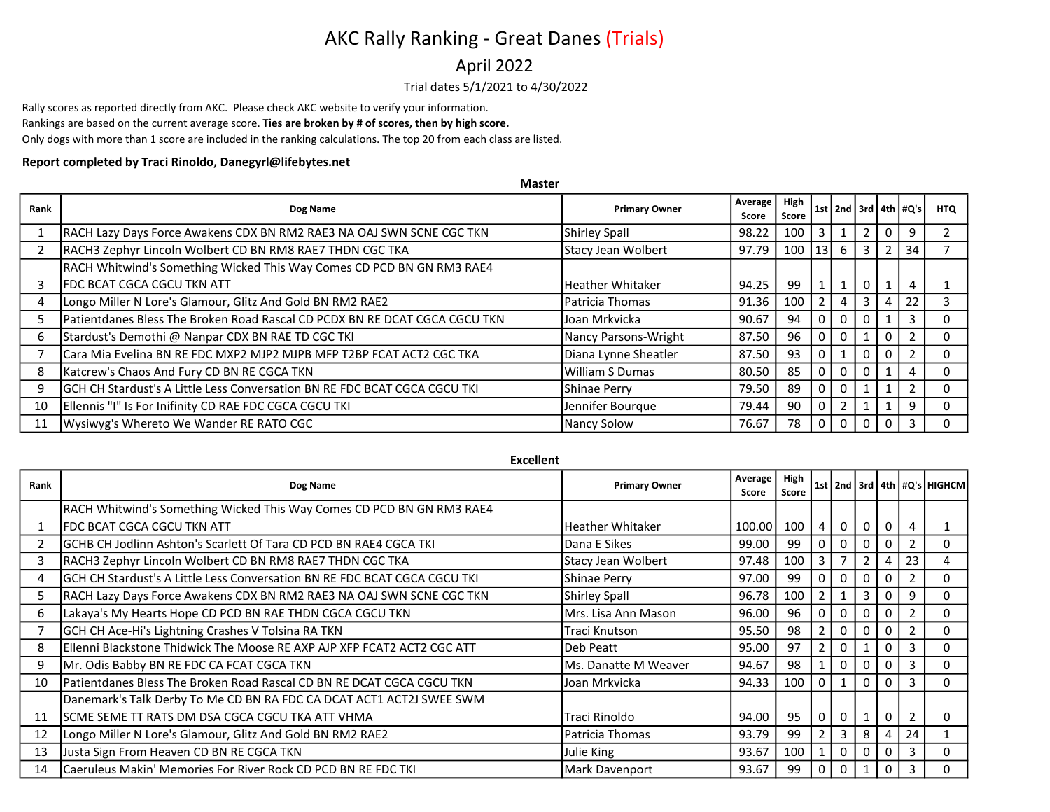# AKC Rally Ranking - Great Danes (Trials)

## April 2022

Trial dates 5/1/2021 to 4/30/2022

Rally scores as reported directly from AKC. Please check AKC website to verify your information.
Rankings are based on the current average score. **Ties are broken by # of scores, then by high score.**
Only dogs with more than 1 score are included in the ranking calculations. The top 20 from each class are listed.

**Report completed by Traci Rinoldo, Danegyrl@lifebytes.net**

### Master

| Rank | Dog Name | Primary Owner | Average Score | High Score | 1st | 2nd | 3rd | 4th | #Q's | HTQ |
|---|---|---|---|---|---|---|---|---|---|---|
| 1 | RACH Lazy Days Force Awakens CDX BN RM2 RAE3 NA OAJ SWN SCNE CGC TKN | Shirley Spall | 98.22 | 100 | 3 | 1 | 2 | 0 | 9 | 2 |
| 2 | RACH3 Zephyr Lincoln Wolbert CD BN RM8 RAE7 THDN CGC TKA | Stacy Jean Wolbert | 97.79 | 100 | 13 | 6 | 3 | 2 | 34 | 7 |
| 3 | RACH Whitwind's Something Wicked This Way Comes CD PCD BN GN RM3 RAE4 FDC BCAT CGCA CGCU TKN ATT | Heather Whitaker | 94.25 | 99 | 1 | 1 | 0 | 1 | 4 | 1 |
| 4 | Longo Miller N Lore's Glamour, Glitz And Gold BN RM2 RAE2 | Patricia Thomas | 91.36 | 100 | 2 | 4 | 3 | 4 | 22 | 3 |
| 5 | Patientdanes Bless The Broken Road Rascal CD PCDX BN RE DCAT CGCA CGCU TKN | Joan Mrkvicka | 90.67 | 94 | 0 | 0 | 0 | 1 | 3 | 0 |
| 6 | Stardust's Demothi @ Nanpar CDX BN RAE TD CGC TKI | Nancy Parsons-Wright | 87.50 | 96 | 0 | 0 | 1 | 0 | 2 | 0 |
| 7 | Cara Mia Evelina BN RE FDC MXP2 MJP2 MJPB MFP T2BP FCAT ACT2 CGC TKA | Diana Lynne Sheatler | 87.50 | 93 | 0 | 1 | 0 | 0 | 2 | 0 |
| 8 | Katcrew's Chaos And Fury CD BN RE CGCA TKN | William S Dumas | 80.50 | 85 | 0 | 0 | 0 | 1 | 4 | 0 |
| 9 | GCH CH Stardust's A Little Less Conversation BN RE FDC BCAT CGCA CGCU TKI | Shinae Perry | 79.50 | 89 | 0 | 0 | 1 | 1 | 2 | 0 |
| 10 | Ellennis "I" Is For Inifinity CD RAE FDC CGCA CGCU TKI | Jennifer Bourque | 79.44 | 90 | 0 | 2 | 1 | 1 | 9 | 0 |
| 11 | Wysiwyg's Whereto We Wander RE RATO CGC | Nancy Solow | 76.67 | 78 | 0 | 0 | 0 | 0 | 3 | 0 |

### Excellent

| Rank | Dog Name | Primary Owner | Average Score | High Score | 1st | 2nd | 3rd | 4th | #Q's | HIGHCM |
|---|---|---|---|---|---|---|---|---|---|---|
| 1 | RACH Whitwind's Something Wicked This Way Comes CD PCD BN GN RM3 RAE4 FDC BCAT CGCA CGCU TKN ATT | Heather Whitaker | 100.00 | 100 | 4 | 0 | 0 | 0 | 4 | 1 |
| 2 | GCHB CH Jodlinn Ashton's Scarlett Of Tara CD PCD BN RAE4 CGCA TKI | Dana E Sikes | 99.00 | 99 | 0 | 0 | 0 | 0 | 2 | 0 |
| 3 | RACH3 Zephyr Lincoln Wolbert CD BN RM8 RAE7 THDN CGC TKA | Stacy Jean Wolbert | 97.48 | 100 | 3 | 7 | 2 | 4 | 23 | 4 |
| 4 | GCH CH Stardust's A Little Less Conversation BN RE FDC BCAT CGCA CGCU TKI | Shinae Perry | 97.00 | 99 | 0 | 0 | 0 | 0 | 2 | 0 |
| 5 | RACH Lazy Days Force Awakens CDX BN RM2 RAE3 NA OAJ SWN SCNE CGC TKN | Shirley Spall | 96.78 | 100 | 2 | 1 | 3 | 0 | 9 | 0 |
| 6 | Lakaya's My Hearts Hope CD PCD BN RAE THDN CGCA CGCU TKN | Mrs. Lisa Ann Mason | 96.00 | 96 | 0 | 0 | 0 | 0 | 2 | 0 |
| 7 | GCH CH Ace-Hi's Lightning Crashes V Tolsina RA TKN | Traci Knutson | 95.50 | 98 | 2 | 0 | 0 | 0 | 2 | 0 |
| 8 | Ellenni Blackstone Thidwick The Moose RE AXP AJP XFP FCAT2 ACT2 CGC ATT | Deb Peatt | 95.00 | 97 | 2 | 0 | 1 | 0 | 3 | 0 |
| 9 | Mr. Odis Babby BN RE FDC CA FCAT CGCA TKN | Ms. Danatte M Weaver | 94.67 | 98 | 1 | 0 | 0 | 0 | 3 | 0 |
| 10 | Patientdanes Bless The Broken Road Rascal CD BN RE DCAT CGCA CGCU TKN | Joan Mrkvicka | 94.33 | 100 | 0 | 1 | 0 | 0 | 3 | 0 |
| 11 | Danemark's Talk Derby To Me CD BN RA FDC CA DCAT ACT1 ACT2J SWEE SWM SCME SEME TT RATS DM DSA CGCA CGCU TKA ATT VHMA | Traci Rinoldo | 94.00 | 95 | 0 | 0 | 1 | 0 | 2 | 0 |
| 12 | Longo Miller N Lore's Glamour, Glitz And Gold BN RM2 RAE2 | Patricia Thomas | 93.79 | 99 | 2 | 3 | 8 | 4 | 24 | 1 |
| 13 | Justa Sign From Heaven CD BN RE CGCA TKN | Julie King | 93.67 | 100 | 1 | 0 | 0 | 0 | 3 | 0 |
| 14 | Caeruleus Makin' Memories For River Rock CD PCD BN RE FDC TKI | Mark Davenport | 93.67 | 99 | 0 | 0 | 1 | 0 | 3 | 0 |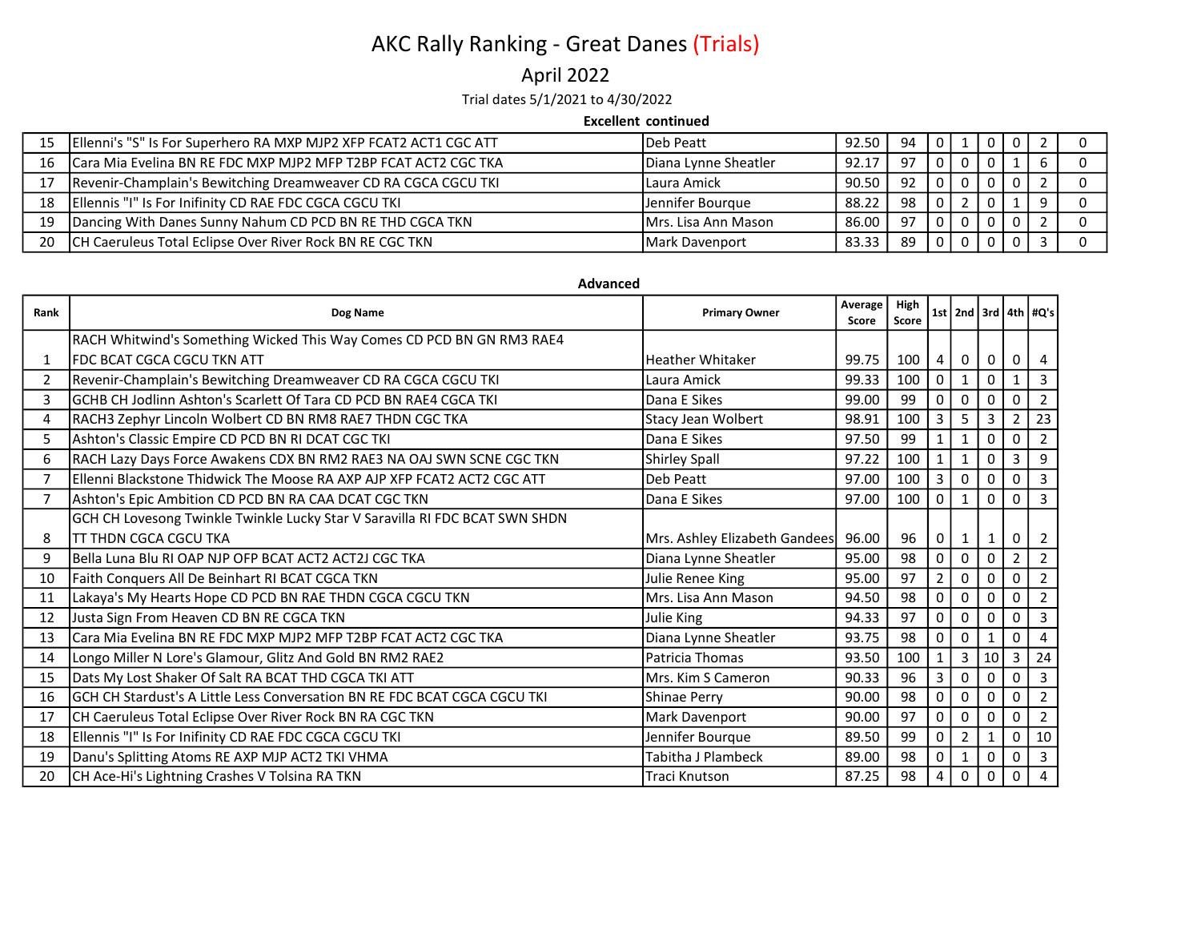# AKC Rally Ranking - Great Danes (Trials)

## April 2022

Trial dates 5/1/2021 to 4/30/2022

### Excellent continued

| Rank | Dog Name | Primary Owner | Average Score | High Score | 1st | 2nd | 3rd | 4th | #Q's | |
|---|---|---|---|---|---|---|---|---|---|---|
| 15 | Ellenni's "S" Is For Superhero RA MXP MJP2 XFP FCAT2 ACT1 CGC ATT | Deb Peatt | 92.50 | 94 | 0 | 1 | 0 | 0 | 2 | 0 |
| 16 | Cara Mia Evelina BN RE FDC MXP MJP2 MFP T2BP FCAT ACT2 CGC TKA | Diana Lynne Sheatler | 92.17 | 97 | 0 | 0 | 0 | 1 | 6 | 0 |
| 17 | Revenir-Champlain's Bewitching Dreamweaver CD RA CGCA CGCU TKI | Laura Amick | 90.50 | 92 | 0 | 0 | 0 | 0 | 2 | 0 |
| 18 | Ellennis "I" Is For Inifinity CD RAE FDC CGCA CGCU TKI | Jennifer Bourque | 88.22 | 98 | 0 | 2 | 0 | 1 | 9 | 0 |
| 19 | Dancing With Danes Sunny Nahum CD PCD BN RE THD CGCA TKN | Mrs. Lisa Ann Mason | 86.00 | 97 | 0 | 0 | 0 | 0 | 2 | 0 |
| 20 | CH Caeruleus Total Eclipse Over River Rock BN RE CGC TKN | Mark Davenport | 83.33 | 89 | 0 | 0 | 0 | 0 | 3 | 0 |

### Advanced

| Rank | Dog Name | Primary Owner | Average Score | High Score | 1st | 2nd | 3rd | 4th | #Q's |
|---|---|---|---|---|---|---|---|---|---|
| 1 | RACH Whitwind's Something Wicked This Way Comes CD PCD BN GN RM3 RAE4 FDC BCAT CGCA CGCU TKN ATT | Heather Whitaker | 99.75 | 100 | 4 | 0 | 0 | 0 | 4 |
| 2 | Revenir-Champlain's Bewitching Dreamweaver CD RA CGCA CGCU TKI | Laura Amick | 99.33 | 100 | 0 | 1 | 0 | 1 | 3 |
| 3 | GCHB CH Jodlinn Ashton's Scarlett Of Tara CD PCD BN RAE4 CGCA TKI | Dana E Sikes | 99.00 | 99 | 0 | 0 | 0 | 0 | 2 |
| 4 | RACH3 Zephyr Lincoln Wolbert CD BN RM8 RAE7 THDN CGC TKA | Stacy Jean Wolbert | 98.91 | 100 | 3 | 5 | 3 | 2 | 23 |
| 5 | Ashton's Classic Empire CD PCD BN RI DCAT CGC TKI | Dana E Sikes | 97.50 | 99 | 1 | 1 | 0 | 0 | 2 |
| 6 | RACH Lazy Days Force Awakens CDX BN RM2 RAE3 NA OAJ SWN SCNE CGC TKN | Shirley Spall | 97.22 | 100 | 1 | 1 | 0 | 3 | 9 |
| 7 | Ellenni Blackstone Thidwick The Moose RA AXP AJP XFP FCAT2 ACT2 CGC ATT | Deb Peatt | 97.00 | 100 | 3 | 0 | 0 | 0 | 3 |
| 7 | Ashton's Epic Ambition CD PCD BN RA CAA DCAT CGC TKN | Dana E Sikes | 97.00 | 100 | 0 | 1 | 0 | 0 | 3 |
| 8 | GCH CH Lovesong Twinkle Twinkle Lucky Star V Saravilla RI FDC BCAT SWN SHDN TT THDN CGCA CGCU TKA | Mrs. Ashley Elizabeth Gandees | 96.00 | 96 | 0 | 1 | 1 | 0 | 2 |
| 9 | Bella Luna Blu RI OAP NJP OFP BCAT ACT2 ACT2J CGC TKA | Diana Lynne Sheatler | 95.00 | 98 | 0 | 0 | 0 | 2 | 2 |
| 10 | Faith Conquers All De Beinhart RI BCAT CGCA TKN | Julie Renee King | 95.00 | 97 | 2 | 0 | 0 | 0 | 2 |
| 11 | Lakaya's My Hearts Hope CD PCD BN RAE THDN CGCA CGCU TKN | Mrs. Lisa Ann Mason | 94.50 | 98 | 0 | 0 | 0 | 0 | 2 |
| 12 | Justa Sign From Heaven CD BN RE CGCA TKN | Julie King | 94.33 | 97 | 0 | 0 | 0 | 0 | 3 |
| 13 | Cara Mia Evelina BN RE FDC MXP MJP2 MFP T2BP FCAT ACT2 CGC TKA | Diana Lynne Sheatler | 93.75 | 98 | 0 | 0 | 1 | 0 | 4 |
| 14 | Longo Miller N Lore's Glamour, Glitz And Gold BN RM2 RAE2 | Patricia Thomas | 93.50 | 100 | 1 | 3 | 10 | 3 | 24 |
| 15 | Dats My Lost Shaker Of Salt RA BCAT THD CGCA TKI ATT | Mrs. Kim S Cameron | 90.33 | 96 | 3 | 0 | 0 | 0 | 3 |
| 16 | GCH CH Stardust's A Little Less Conversation BN RE FDC BCAT CGCA CGCU TKI | Shinae Perry | 90.00 | 98 | 0 | 0 | 0 | 0 | 2 |
| 17 | CH Caeruleus Total Eclipse Over River Rock BN RA CGC TKN | Mark Davenport | 90.00 | 97 | 0 | 0 | 0 | 0 | 2 |
| 18 | Ellennis "I" Is For Inifinity CD RAE FDC CGCA CGCU TKI | Jennifer Bourque | 89.50 | 99 | 0 | 2 | 1 | 0 | 10 |
| 19 | Danu's Splitting Atoms RE AXP MJP ACT2 TKI VHMA | Tabitha J Plambeck | 89.00 | 98 | 0 | 1 | 0 | 0 | 3 |
| 20 | CH Ace-Hi's Lightning Crashes V Tolsina RA TKN | Traci Knutson | 87.25 | 98 | 4 | 0 | 0 | 0 | 4 |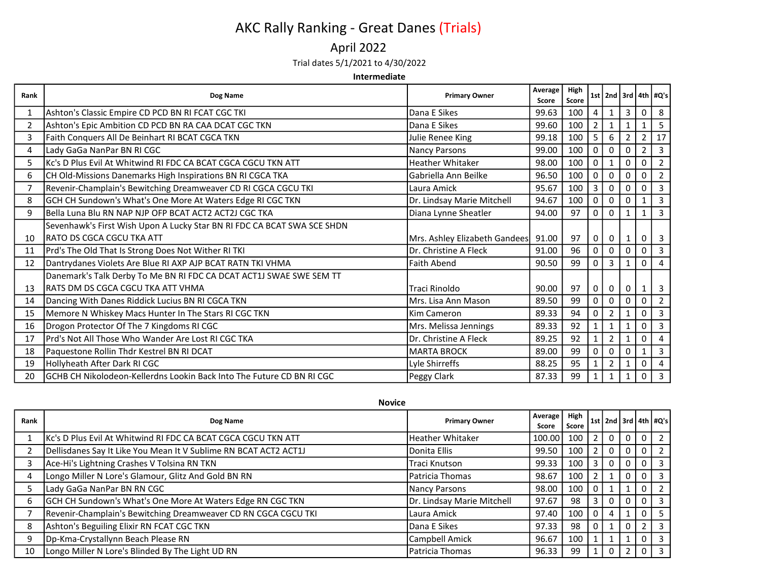# AKC Rally Ranking - Great Danes (Trials)

## April 2022

Trial dates 5/1/2021 to 4/30/2022

### Intermediate

| Rank | Dog Name | Primary Owner | Average Score | High Score | 1st | 2nd | 3rd | 4th | #Q's |
|---|---|---|---|---|---|---|---|---|---|
| 1 | Ashton's Classic Empire CD PCD BN RI FCAT CGC TKI | Dana E Sikes | 99.63 | 100 | 4 | 1 | 3 | 0 | 8 |
| 2 | Ashton's Epic Ambition CD PCD BN RA CAA DCAT CGC TKN | Dana E Sikes | 99.60 | 100 | 2 | 1 | 1 | 1 | 5 |
| 3 | Faith Conquers All De Beinhart RI BCAT CGCA TKN | Julie Renee King | 99.18 | 100 | 5 | 6 | 2 | 2 | 17 |
| 4 | Lady GaGa NanPar BN RI CGC | Nancy Parsons | 99.00 | 100 | 0 | 0 | 0 | 2 | 3 |
| 5 | Kc's D Plus Evil At Whitwind RI FDC CA BCAT CGCA CGCU TKN ATT | Heather Whitaker | 98.00 | 100 | 0 | 1 | 0 | 0 | 2 |
| 6 | CH Old-Missions Danemarks High Inspirations BN RI CGCA TKA | Gabriella Ann Beilke | 96.50 | 100 | 0 | 0 | 0 | 0 | 2 |
| 7 | Revenir-Champlain's Bewitching Dreamweaver CD RI CGCA CGCU TKI | Laura Amick | 95.67 | 100 | 3 | 0 | 0 | 0 | 3 |
| 8 | GCH CH Sundown's What's One More At Waters Edge RI CGC TKN | Dr. Lindsay Marie Mitchell | 94.67 | 100 | 0 | 0 | 0 | 1 | 3 |
| 9 | Bella Luna Blu RN NAP NJP OFP BCAT ACT2 ACT2J CGC TKA | Diana Lynne Sheatler | 94.00 | 97 | 0 | 0 | 1 | 1 | 3 |
| 10 | Sevenhawk's First Wish Upon A Lucky Star BN RI FDC CA BCAT SWA SCE SHDN RATO DS CGCA CGCU TKA ATT | Mrs. Ashley Elizabeth Gandees | 91.00 | 97 | 0 | 0 | 1 | 0 | 3 |
| 11 | Prd's The Old That Is Strong Does Not Wither RI TKI | Dr. Christine A Fleck | 91.00 | 96 | 0 | 0 | 0 | 0 | 3 |
| 12 | Dantrydanes Violets Are Blue RI AXP AJP BCAT RATN TKI VHMA | Faith Abend | 90.50 | 99 | 0 | 3 | 1 | 0 | 4 |
| 13 | Danemark's Talk Derby To Me BN RI FDC CA DCAT ACT1J SWAE SWE SEM TT RATS DM DS CGCA CGCU TKA ATT VHMA | Traci Rinoldo | 90.00 | 97 | 0 | 0 | 0 | 1 | 3 |
| 14 | Dancing With Danes Riddick Lucius BN RI CGCA TKN | Mrs. Lisa Ann Mason | 89.50 | 99 | 0 | 0 | 0 | 0 | 2 |
| 15 | Memore N Whiskey Macs Hunter In The Stars RI CGC TKN | Kim Cameron | 89.33 | 94 | 0 | 2 | 1 | 0 | 3 |
| 16 | Drogon Protector Of The 7 Kingdoms RI CGC | Mrs. Melissa Jennings | 89.33 | 92 | 1 | 1 | 1 | 0 | 3 |
| 17 | Prd's Not All Those Who Wander Are Lost RI CGC TKA | Dr. Christine A Fleck | 89.25 | 92 | 1 | 2 | 1 | 0 | 4 |
| 18 | Paquestone Rollin Thdr Kestrel BN RI DCAT | MARTA BROCK | 89.00 | 99 | 0 | 0 | 0 | 1 | 3 |
| 19 | Hollyheath After Dark RI CGC | Lyle Shirreffs | 88.25 | 95 | 1 | 2 | 1 | 0 | 4 |
| 20 | GCHB CH Nikolodeon-Kellerdns Lookin Back Into The Future CD BN RI CGC | Peggy Clark | 87.33 | 99 | 1 | 1 | 1 | 0 | 3 |

### Novice

| Rank | Dog Name | Primary Owner | Average Score | High Score | 1st | 2nd | 3rd | 4th | #Q's |
|---|---|---|---|---|---|---|---|---|---|
| 1 | Kc's D Plus Evil At Whitwind RI FDC CA BCAT CGCA CGCU TKN ATT | Heather Whitaker | 100.00 | 100 | 2 | 0 | 0 | 0 | 2 |
| 2 | Dellisdanes Say It Like You Mean It V Sublime RN BCAT ACT2 ACT1J | Donita Ellis | 99.50 | 100 | 2 | 0 | 0 | 0 | 2 |
| 3 | Ace-Hi's Lightning Crashes V Tolsina RN TKN | Traci Knutson | 99.33 | 100 | 3 | 0 | 0 | 0 | 3 |
| 4 | Longo Miller N Lore's Glamour, Glitz And Gold BN RN | Patricia Thomas | 98.67 | 100 | 2 | 1 | 0 | 0 | 3 |
| 5 | Lady GaGa NanPar BN RN CGC | Nancy Parsons | 98.00 | 100 | 0 | 1 | 1 | 0 | 2 |
| 6 | GCH CH Sundown's What's One More At Waters Edge RN CGC TKN | Dr. Lindsay Marie Mitchell | 97.67 | 98 | 3 | 0 | 0 | 0 | 3 |
| 7 | Revenir-Champlain's Bewitching Dreamweaver CD RN CGCA CGCU TKI | Laura Amick | 97.40 | 100 | 0 | 4 | 1 | 0 | 5 |
| 8 | Ashton's Beguiling Elixir RN FCAT CGC TKN | Dana E Sikes | 97.33 | 98 | 0 | 1 | 0 | 2 | 3 |
| 9 | Dp-Kma-Crystallynn Beach Please RN | Campbell Amick | 96.67 | 100 | 1 | 1 | 1 | 0 | 3 |
| 10 | Longo Miller N Lore's Blinded By The Light UD RN | Patricia Thomas | 96.33 | 99 | 1 | 0 | 2 | 0 | 3 |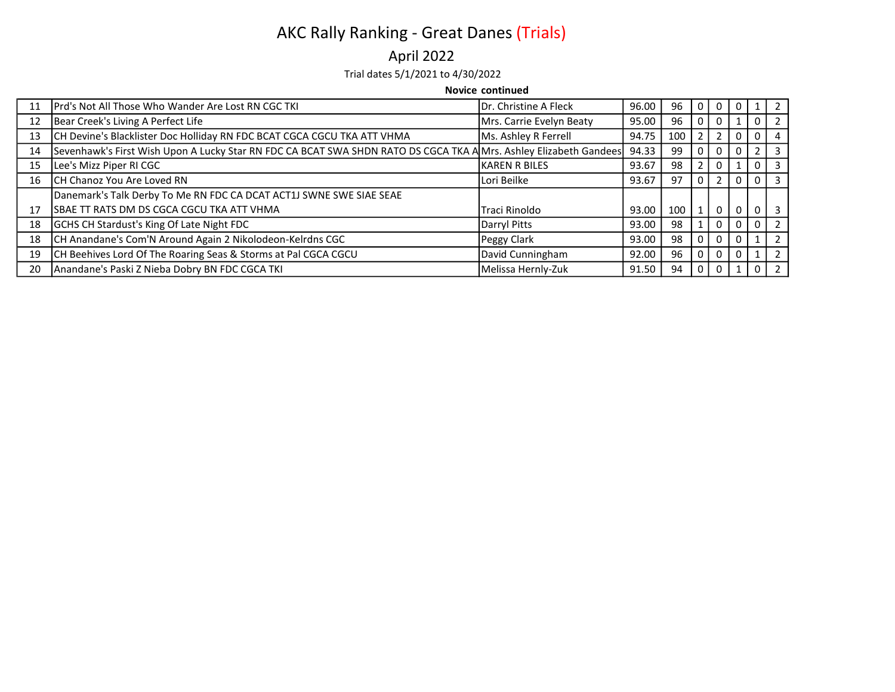# AKC Rally Ranking - Great Danes (Trials)

## April 2022

Trial dates 5/1/2021 to 4/30/2022

**Novice continued**

| | | | | | | | | | |
|---|---|---|---|---|---|---|---|---|---|
| 11 | Prd's Not All Those Who Wander Are Lost RN CGC TKI | Dr. Christine A Fleck | 96.00 | 96 | 0 | 0 | 0 | 1 | 2 |
| 12 | Bear Creek's Living A Perfect Life | Mrs. Carrie Evelyn Beaty | 95.00 | 96 | 0 | 0 | 1 | 0 | 2 |
| 13 | CH Devine's Blacklister Doc Holliday RN FDC BCAT CGCA CGCU TKA ATT VHMA | Ms. Ashley R Ferrell | 94.75 | 100 | 2 | 2 | 0 | 0 | 4 |
| 14 | Sevenhawk's First Wish Upon A Lucky Star RN FDC CA BCAT SWA SHDN RATO DS CGCA TKA A | Mrs. Ashley Elizabeth Gandees | 94.33 | 99 | 0 | 0 | 0 | 2 | 3 |
| 15 | Lee's Mizz Piper RI CGC | KAREN R BILES | 93.67 | 98 | 2 | 0 | 1 | 0 | 3 |
| 16 | CH Chanoz You Are Loved RN | Lori Beilke | 93.67 | 97 | 0 | 2 | 0 | 0 | 3 |
| 17 | Danemark's Talk Derby To Me RN FDC CA DCAT ACT1J SWNE SWE SIAE SEAE SBAE TT RATS DM DS CGCA CGCU TKA ATT VHMA | Traci Rinoldo | 93.00 | 100 | 1 | 0 | 0 | 0 | 3 |
| 18 | GCHS CH Stardust's King Of Late Night FDC | Darryl Pitts | 93.00 | 98 | 1 | 0 | 0 | 0 | 2 |
| 18 | CH Anandane's Com'N Around Again 2 Nikolodeon-Kelrdns CGC | Peggy Clark | 93.00 | 98 | 0 | 0 | 0 | 1 | 2 |
| 19 | CH Beehives Lord Of The Roaring Seas & Storms at Pal CGCA CGCU | David Cunningham | 92.00 | 96 | 0 | 0 | 0 | 1 | 2 |
| 20 | Anandane's Paski Z Nieba Dobry BN FDC CGCA TKI | Melissa Hernly-Zuk | 91.50 | 94 | 0 | 0 | 1 | 0 | 2 |